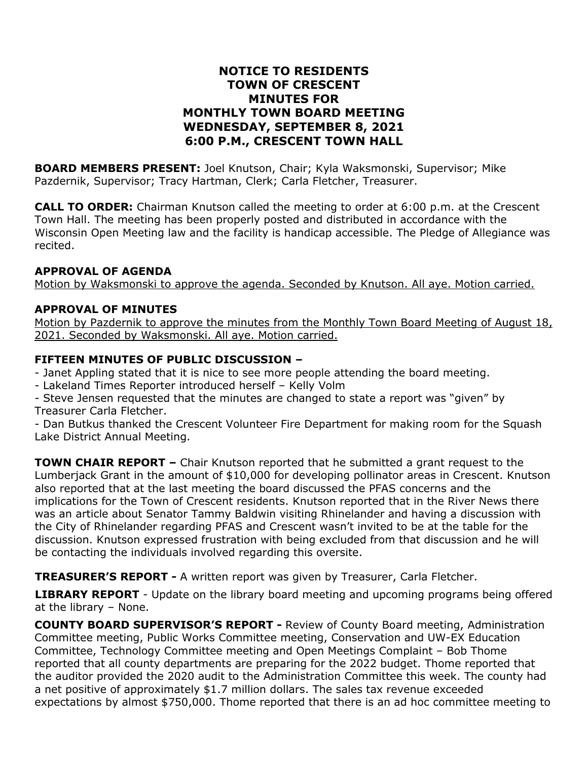# NOTICE TO RESIDENTS
# TOWN OF CRESCENT
# MINUTES FOR
# MONTHLY TOWN BOARD MEETING
# WEDNESDAY, SEPTEMBER 8, 2021
# 6:00 P.M., CRESCENT TOWN HALL

**BOARD MEMBERS PRESENT:** Joel Knutson, Chair; Kyla Waksmonski, Supervisor; Mike Pazdernik, Supervisor; Tracy Hartman, Clerk; Carla Fletcher, Treasurer.

**CALL TO ORDER:** Chairman Knutson called the meeting to order at 6:00 p.m. at the Crescent Town Hall. The meeting has been properly posted and distributed in accordance with the Wisconsin Open Meeting law and the facility is handicap accessible. The Pledge of Allegiance was recited.

**APPROVAL OF AGENDA**

Motion by Waksmonski to approve the agenda. Seconded by Knutson. All aye. Motion carried.

**APPROVAL OF MINUTES**

Motion by Pazdernik to approve the minutes from the Monthly Town Board Meeting of August 18, 2021. Seconded by Waksmonski. All aye. Motion carried.

**FIFTEEN MINUTES OF PUBLIC DISCUSSION –**

- Janet Appling stated that it is nice to see more people attending the board meeting.
- Lakeland Times Reporter introduced herself – Kelly Volm
- Steve Jensen requested that the minutes are changed to state a report was "given" by Treasurer Carla Fletcher.
- Dan Butkus thanked the Crescent Volunteer Fire Department for making room for the Squash Lake District Annual Meeting.

**TOWN CHAIR REPORT –** Chair Knutson reported that he submitted a grant request to the Lumberjack Grant in the amount of $10,000 for developing pollinator areas in Crescent. Knutson also reported that at the last meeting the board discussed the PFAS concerns and the implications for the Town of Crescent residents. Knutson reported that in the River News there was an article about Senator Tammy Baldwin visiting Rhinelander and having a discussion with the City of Rhinelander regarding PFAS and Crescent wasn't invited to be at the table for the discussion. Knutson expressed frustration with being excluded from that discussion and he will be contacting the individuals involved regarding this oversite.

**TREASURER'S REPORT -** A written report was given by Treasurer, Carla Fletcher.

**LIBRARY REPORT** - Update on the library board meeting and upcoming programs being offered at the library – None.

**COUNTY BOARD SUPERVISOR'S REPORT -** Review of County Board meeting, Administration Committee meeting, Public Works Committee meeting, Conservation and UW-EX Education Committee, Technology Committee meeting and Open Meetings Complaint – Bob Thome reported that all county departments are preparing for the 2022 budget. Thome reported that the auditor provided the 2020 audit to the Administration Committee this week. The county had a net positive of approximately $1.7 million dollars. The sales tax revenue exceeded expectations by almost $750,000. Thome reported that there is an ad hoc committee meeting to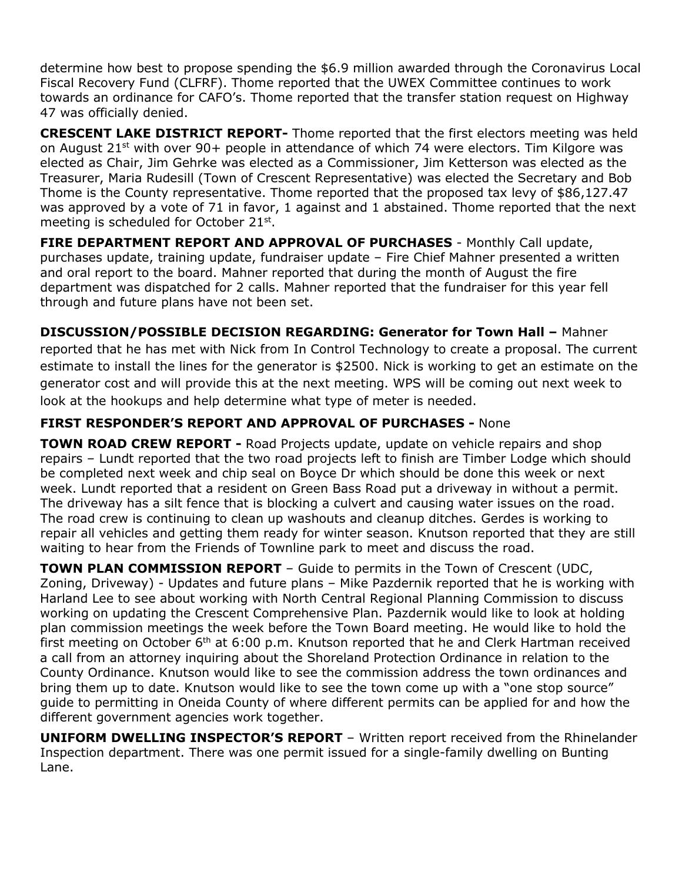determine how best to propose spending the $6.9 million awarded through the Coronavirus Local Fiscal Recovery Fund (CLFRF). Thome reported that the UWEX Committee continues to work towards an ordinance for CAFO's. Thome reported that the transfer station request on Highway 47 was officially denied.

**CRESCENT LAKE DISTRICT REPORT-** Thome reported that the first electors meeting was held on August 21st with over 90+ people in attendance of which 74 were electors. Tim Kilgore was elected as Chair, Jim Gehrke was elected as a Commissioner, Jim Ketterson was elected as the Treasurer, Maria Rudesill (Town of Crescent Representative) was elected the Secretary and Bob Thome is the County representative. Thome reported that the proposed tax levy of $86,127.47 was approved by a vote of 71 in favor, 1 against and 1 abstained. Thome reported that the next meeting is scheduled for October 21st.

**FIRE DEPARTMENT REPORT AND APPROVAL OF PURCHASES** - Monthly Call update, purchases update, training update, fundraiser update – Fire Chief Mahner presented a written and oral report to the board. Mahner reported that during the month of August the fire department was dispatched for 2 calls. Mahner reported that the fundraiser for this year fell through and future plans have not been set.

**DISCUSSION/POSSIBLE DECISION REGARDING: Generator for Town Hall –** Mahner reported that he has met with Nick from In Control Technology to create a proposal. The current estimate to install the lines for the generator is $2500. Nick is working to get an estimate on the generator cost and will provide this at the next meeting. WPS will be coming out next week to look at the hookups and help determine what type of meter is needed.

**FIRST RESPONDER'S REPORT AND APPROVAL OF PURCHASES -** None

**TOWN ROAD CREW REPORT -** Road Projects update, update on vehicle repairs and shop repairs – Lundt reported that the two road projects left to finish are Timber Lodge which should be completed next week and chip seal on Boyce Dr which should be done this week or next week. Lundt reported that a resident on Green Bass Road put a driveway in without a permit. The driveway has a silt fence that is blocking a culvert and causing water issues on the road. The road crew is continuing to clean up washouts and cleanup ditches. Gerdes is working to repair all vehicles and getting them ready for winter season. Knutson reported that they are still waiting to hear from the Friends of Townline park to meet and discuss the road.

**TOWN PLAN COMMISSION REPORT** – Guide to permits in the Town of Crescent (UDC, Zoning, Driveway) - Updates and future plans – Mike Pazdernik reported that he is working with Harland Lee to see about working with North Central Regional Planning Commission to discuss working on updating the Crescent Comprehensive Plan. Pazdernik would like to look at holding plan commission meetings the week before the Town Board meeting. He would like to hold the first meeting on October 6th at 6:00 p.m. Knutson reported that he and Clerk Hartman received a call from an attorney inquiring about the Shoreland Protection Ordinance in relation to the County Ordinance. Knutson would like to see the commission address the town ordinances and bring them up to date. Knutson would like to see the town come up with a "one stop source" guide to permitting in Oneida County of where different permits can be applied for and how the different government agencies work together.

**UNIFORM DWELLING INSPECTOR'S REPORT** – Written report received from the Rhinelander Inspection department. There was one permit issued for a single-family dwelling on Bunting Lane.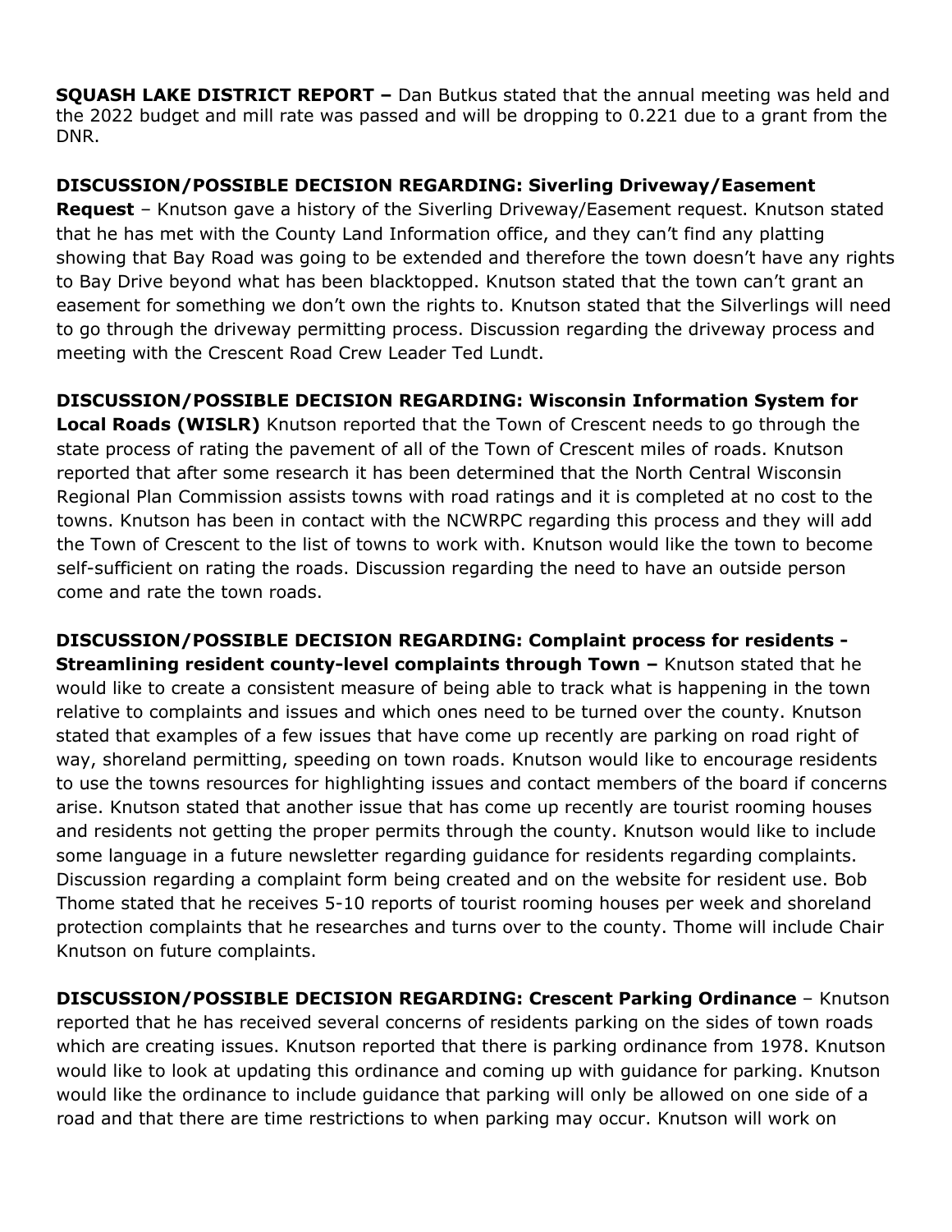**SQUASH LAKE DISTRICT REPORT –** Dan Butkus stated that the annual meeting was held and the 2022 budget and mill rate was passed and will be dropping to 0.221 due to a grant from the DNR.

**DISCUSSION/POSSIBLE DECISION REGARDING: Siverling Driveway/Easement Request** – Knutson gave a history of the Siverling Driveway/Easement request. Knutson stated that he has met with the County Land Information office, and they can't find any platting showing that Bay Road was going to be extended and therefore the town doesn't have any rights to Bay Drive beyond what has been blacktopped. Knutson stated that the town can't grant an easement for something we don't own the rights to. Knutson stated that the Silverlings will need to go through the driveway permitting process. Discussion regarding the driveway process and meeting with the Crescent Road Crew Leader Ted Lundt.

**DISCUSSION/POSSIBLE DECISION REGARDING: Wisconsin Information System for Local Roads (WISLR)** Knutson reported that the Town of Crescent needs to go through the state process of rating the pavement of all of the Town of Crescent miles of roads. Knutson reported that after some research it has been determined that the North Central Wisconsin Regional Plan Commission assists towns with road ratings and it is completed at no cost to the towns. Knutson has been in contact with the NCWRPC regarding this process and they will add the Town of Crescent to the list of towns to work with. Knutson would like the town to become self-sufficient on rating the roads. Discussion regarding the need to have an outside person come and rate the town roads.

**DISCUSSION/POSSIBLE DECISION REGARDING: Complaint process for residents - Streamlining resident county-level complaints through Town –** Knutson stated that he would like to create a consistent measure of being able to track what is happening in the town relative to complaints and issues and which ones need to be turned over the county. Knutson stated that examples of a few issues that have come up recently are parking on road right of way, shoreland permitting, speeding on town roads. Knutson would like to encourage residents to use the towns resources for highlighting issues and contact members of the board if concerns arise. Knutson stated that another issue that has come up recently are tourist rooming houses and residents not getting the proper permits through the county. Knutson would like to include some language in a future newsletter regarding guidance for residents regarding complaints. Discussion regarding a complaint form being created and on the website for resident use. Bob Thome stated that he receives 5-10 reports of tourist rooming houses per week and shoreland protection complaints that he researches and turns over to the county. Thome will include Chair Knutson on future complaints.

**DISCUSSION/POSSIBLE DECISION REGARDING: Crescent Parking Ordinance** – Knutson reported that he has received several concerns of residents parking on the sides of town roads which are creating issues. Knutson reported that there is parking ordinance from 1978. Knutson would like to look at updating this ordinance and coming up with guidance for parking. Knutson would like the ordinance to include guidance that parking will only be allowed on one side of a road and that there are time restrictions to when parking may occur. Knutson will work on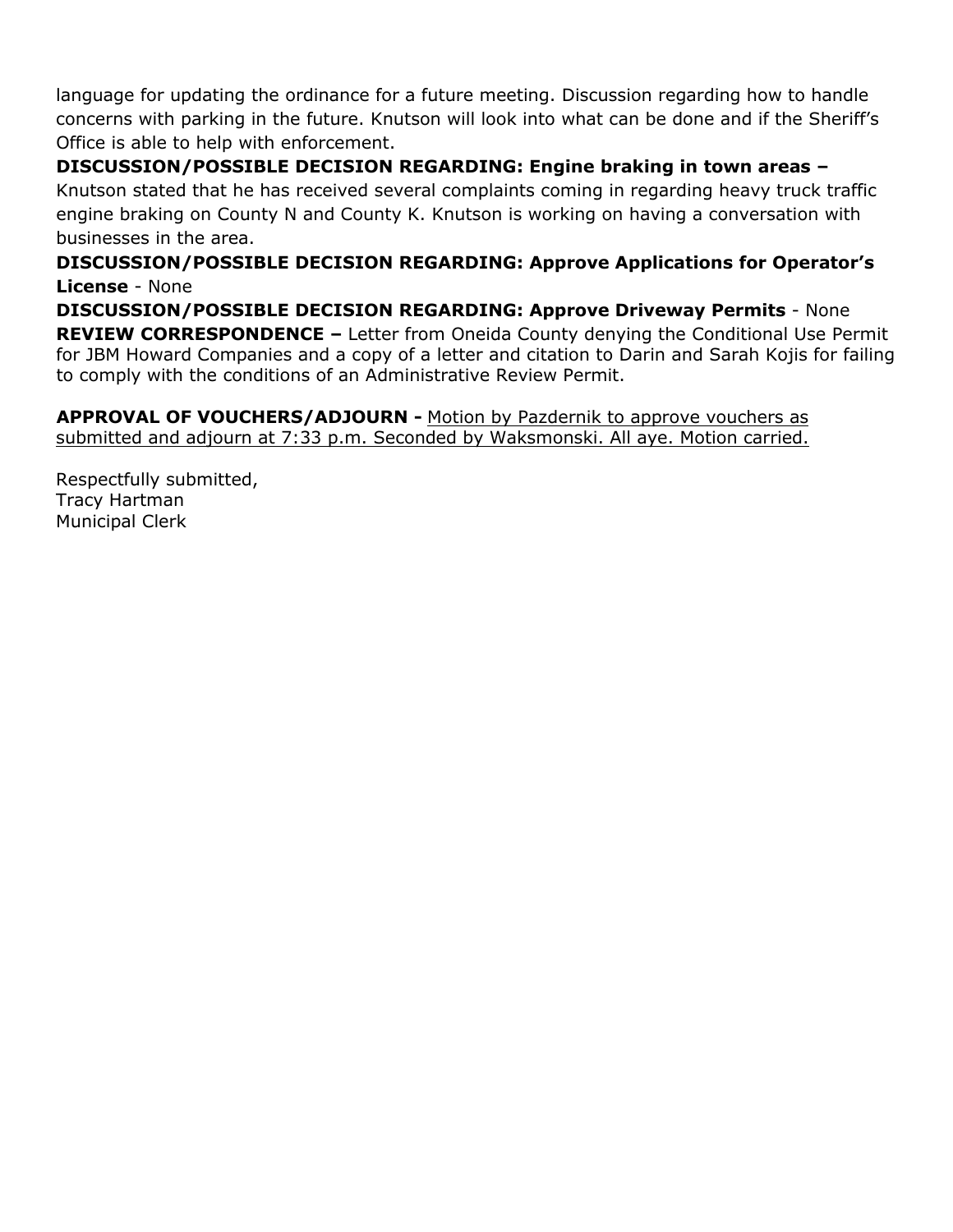language for updating the ordinance for a future meeting. Discussion regarding how to handle concerns with parking in the future. Knutson will look into what can be done and if the Sheriff's Office is able to help with enforcement.

**DISCUSSION/POSSIBLE DECISION REGARDING: Engine braking in town areas –** Knutson stated that he has received several complaints coming in regarding heavy truck traffic engine braking on County N and County K. Knutson is working on having a conversation with businesses in the area.

**DISCUSSION/POSSIBLE DECISION REGARDING: Approve Applications for Operator's License** - None

**DISCUSSION/POSSIBLE DECISION REGARDING: Approve Driveway Permits** - None

**REVIEW CORRESPONDENCE –** Letter from Oneida County denying the Conditional Use Permit for JBM Howard Companies and a copy of a letter and citation to Darin and Sarah Kojis for failing to comply with the conditions of an Administrative Review Permit.

**APPROVAL OF VOUCHERS/ADJOURN -** <u>Motion by Pazdernik to approve vouchers as submitted and adjourn at 7:33 p.m. Seconded by Waksmonski. All aye. Motion carried.</u>

Respectfully submitted,
Tracy Hartman
Municipal Clerk